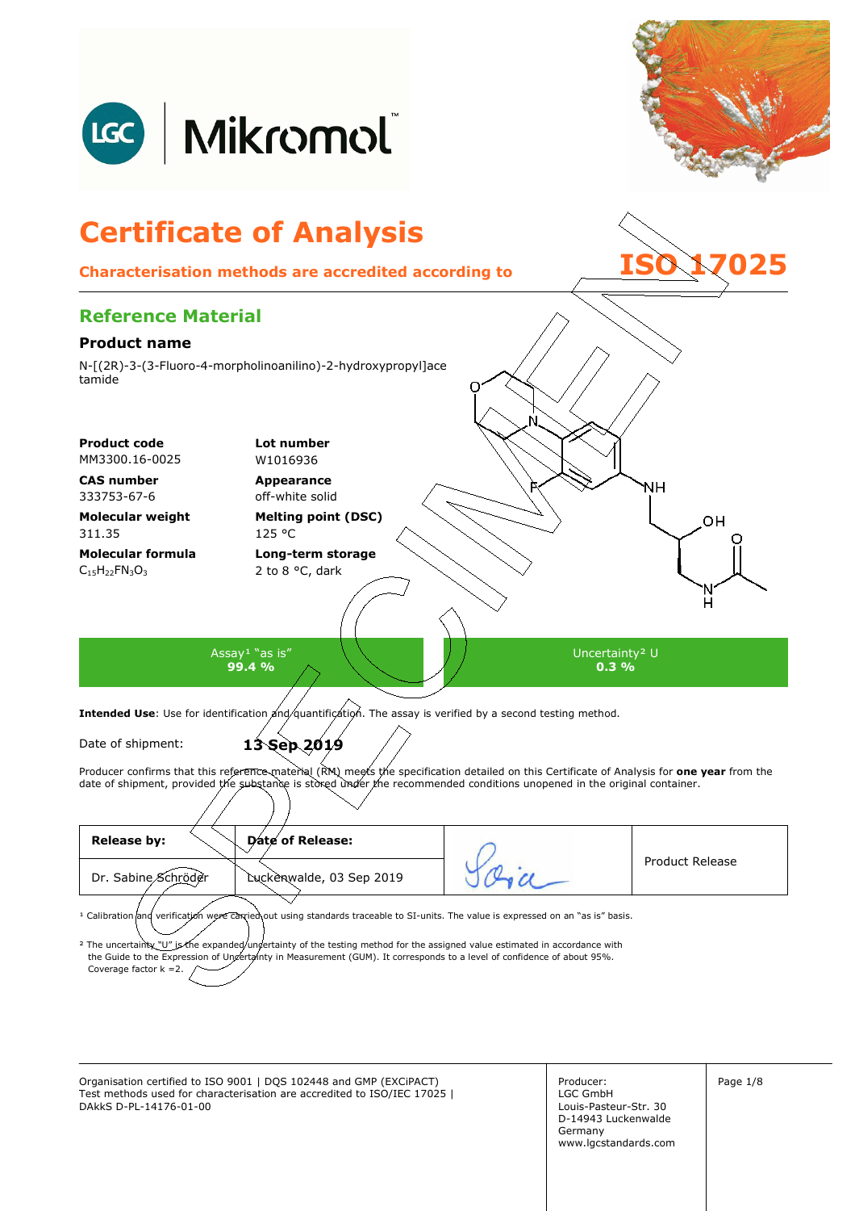# Certificate of Analysis

**Characterisation methods are accredited according to ISO 17025**

## Reference Material

### Product name

N-[(2R)-3-(3-Fluoro-4-morpholinoanilino)-2-hydroxypropyl]acetamide

| | |
|---|---|
| **Product code**<br>MM3300.16-0025 | **Lot number**<br>W1016936 |
| **CAS number**<br>333753-67-6 | **Appearance**<br>off-white solid |
| **Molecular weight**<br>311.35 | **Melting point (DSC)**<br>125 °C |
| **Molecular formula**<br>$C_{15}H_{22}FN_3O_3$ | **Long-term storage**<br>2 to 8 °C, dark |

| Assay[1] "as is" | Uncertainty[2] U |
|---|---|
| **99.4 %** | **0.3 %** |

**Intended Use**: Use for identification and quantification. The assay is verified by a second testing method.

Date of shipment: **13 Sep 2019**

Producer confirms that this reference material (RM) meets the specification detailed on this Certificate of Analysis for **one year** from the date of shipment, provided the substance is stored under the recommended conditions unopened in the original container.

| **Release by:** | **Date of Release:** | | Product Release |
|---|---|---|---|
| Dr. Sabine Schröder | Luckenwalde, 03 Sep 2019 | | |

[1] Calibration and verification were carried out using standards traceable to SI-units. The value is expressed on an "as is" basis.

[2] The uncertainty "U" is the expanded uncertainty of the testing method for the assigned value estimated in accordance with the Guide to the Expression of Uncertainty in Measurement (GUM). It corresponds to a level of confidence of about 95%. Coverage factor k =2.

Organisation certified to ISO 9001 | DQS 102448 and GMP (EXCiPACT)
Test methods used for characterisation are accredited to ISO/IEC 17025 | DAkkS D-PL-14176-01-00

Producer:
LGC GmbH
Louis-Pasteur-Str. 30
D-14943 Luckenwalde
Germany
www.lgcstandards.com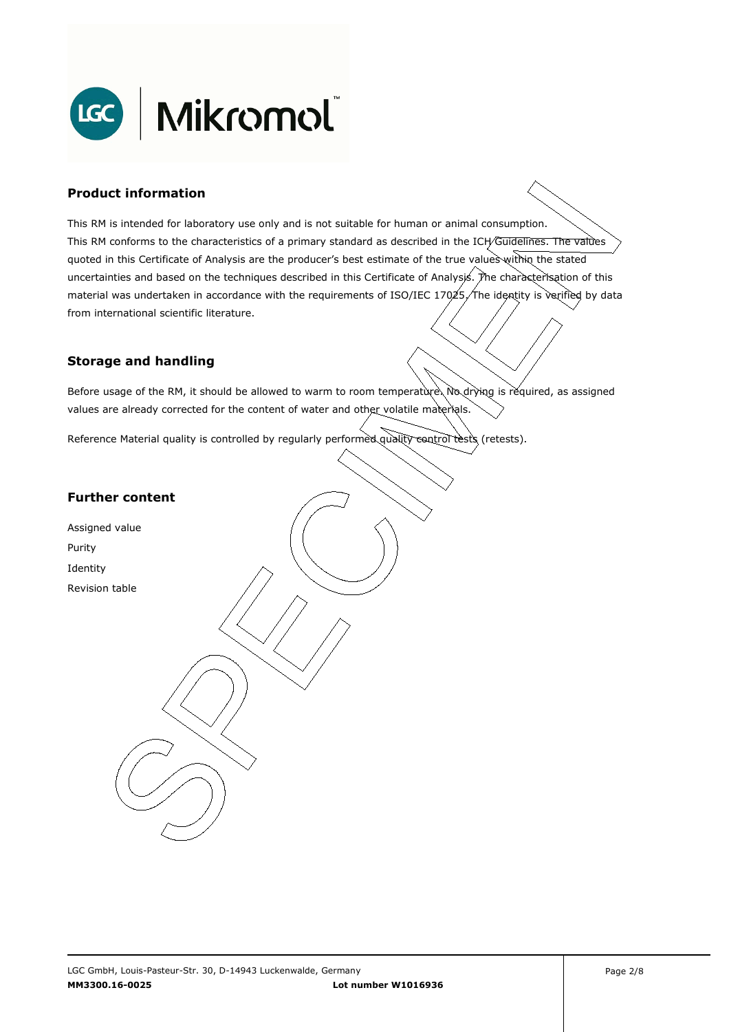## Product information

This RM is intended for laboratory use only and is not suitable for human or animal consumption.
This RM conforms to the characteristics of a primary standard as described in the ICH Guidelines. The values quoted in this Certificate of Analysis are the producer's best estimate of the true values within the stated uncertainties and based on the techniques described in this Certificate of Analysis. The characterisation of this material was undertaken in accordance with the requirements of ISO/IEC 17025. The identity is verified by data from international scientific literature.

## Storage and handling

Before usage of the RM, it should be allowed to warm to room temperature. No drying is required, as assigned values are already corrected for the content of water and other volatile materials.

Reference Material quality is controlled by regularly performed quality control tests (retests).

## Further content

Assigned value
Purity
Identity
Revision table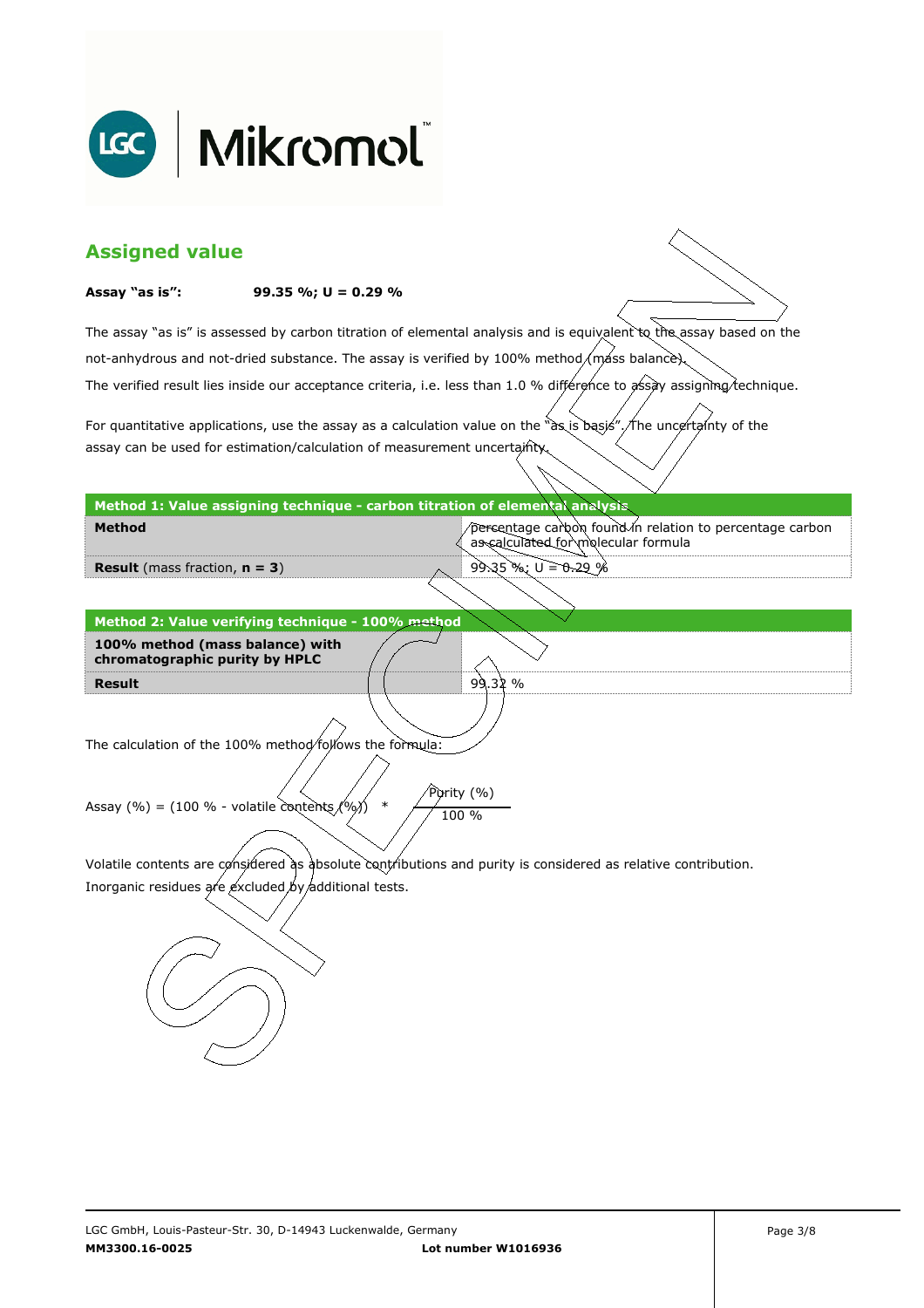## Assigned value

**Assay "as is":** **99.35 %; U = 0.29 %**

The assay "as is" is assessed by carbon titration of elemental analysis and is equivalent to the assay based on the not-anhydrous and not-dried substance. The assay is verified by 100% method (mass balance).
The verified result lies inside our acceptance criteria, i.e. less than 1.0 % difference to assay assigning technique.

For quantitative applications, use the assay as a calculation value on the "as is basis". The uncertainty of the assay can be used for estimation/calculation of measurement uncertainty.

| **Method 1: Value assigning technique - carbon titration of elemental analysis** | |
|---|---|
| **Method** | percentage carbon found in relation to percentage carbon as calculated for molecular formula |
| **Result** (mass fraction, **n = 3**) | 99.35 %; U = 0.29 % |

| **Method 2: Value verifying technique - 100% method** | |
|---|---|
| **100% method (mass balance) with chromatographic purity by HPLC** | |
| **Result** | 99.32 % |

The calculation of the 100% method follows the formula:

$$\text{Assay (\%)} = (100\ \% - \text{volatile contents (\%)}) \quad * \quad \frac{\text{Purity (\%)}}{100\ \%}$$

Volatile contents are considered as absolute contributions and purity is considered as relative contribution.
Inorganic residues are excluded by additional tests.

LGC GmbH, Louis-Pasteur-Str. 30, D-14943 Luckenwalde, Germany
**MM3300.16-0025** **Lot number W1016936**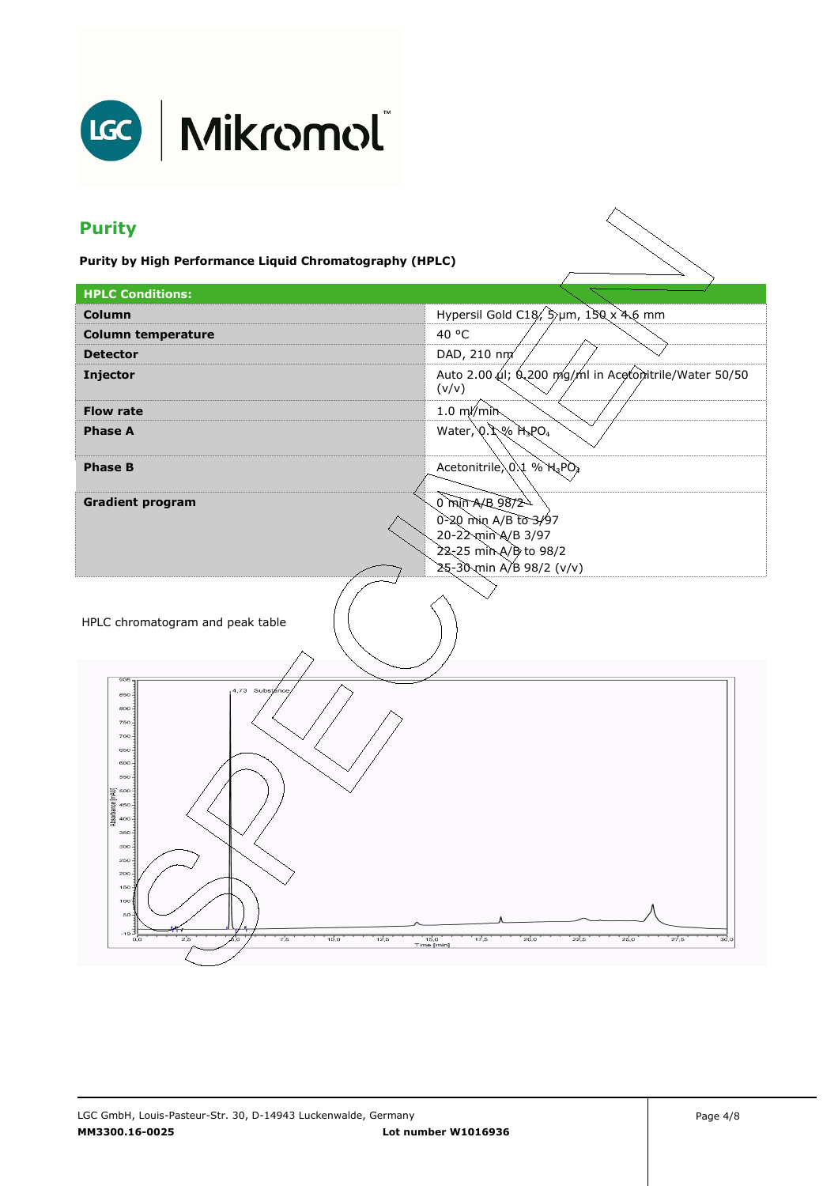## Purity

**Purity by High Performance Liquid Chromatography (HPLC)**

| HPLC Conditions: | |
|---|---|
| **Column** | Hypersil Gold C18, 5 µm, 150 x 4.6 mm |
| **Column temperature** | 40 °C |
| **Detector** | DAD, 210 nm |
| **Injector** | Auto 2.00 µl; 0.200 mg/ml in Acetonitrile/Water 50/50 (v/v) |
| **Flow rate** | 1.0 ml/min |
| **Phase A** | Water, 0.1 % $H_3PO_4$ |
| **Phase B** | Acetonitrile, 0.1 % $H_3PO_4$ |
| **Gradient program** | 0 min A/B 98/2<br>0-20 min A/B to 3/97<br>20-22 min A/B 3/97<br>22-25 min A/B to 98/2<br>25-30 min A/B 98/2 (v/v) |

HPLC chromatogram and peak table

4,73 Substance

Absorbance [mAU]

Time [min]

MM3300.16-0025

Lot number W1016936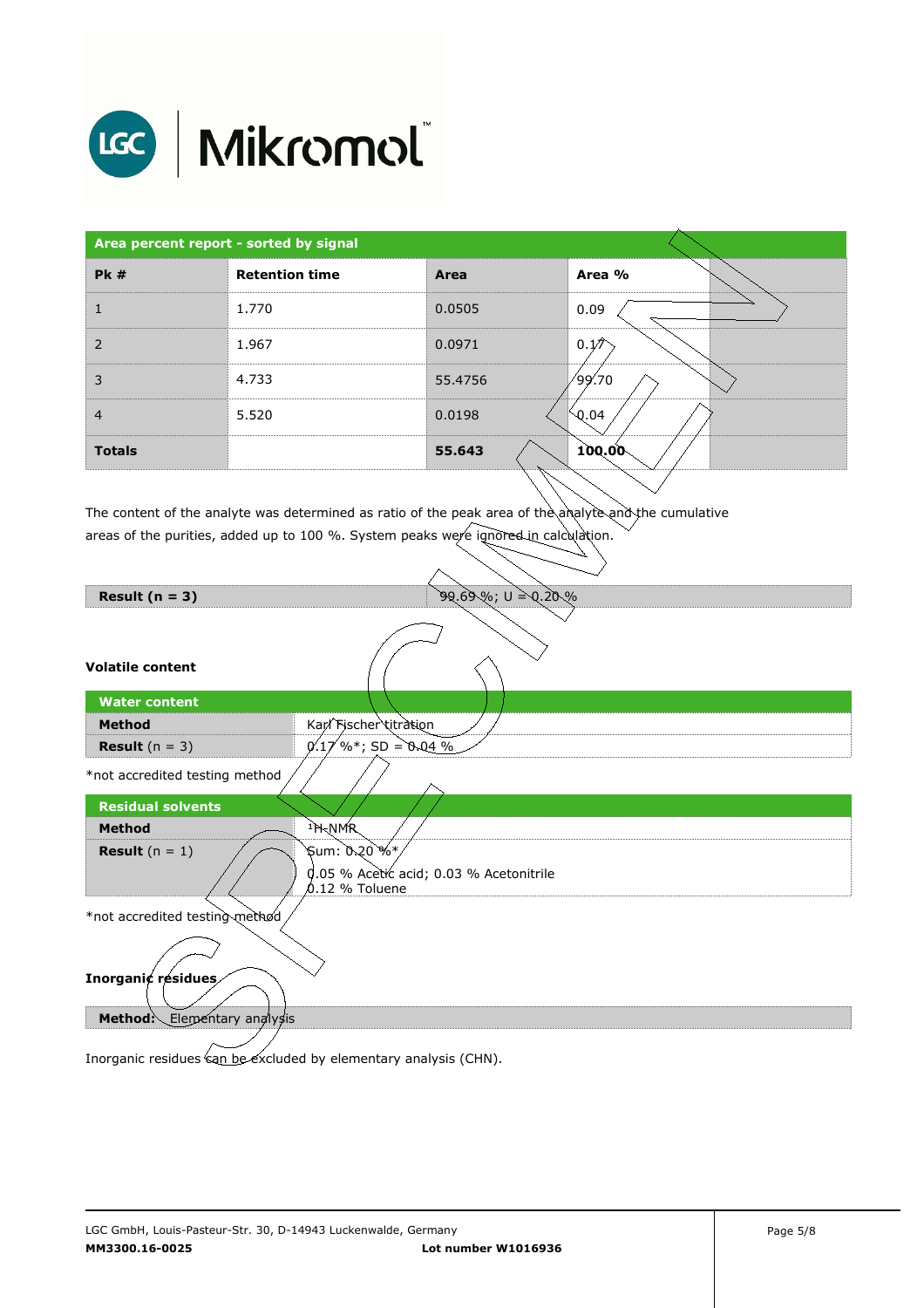| Area percent report - sorted by signal | | | | |
|---|---|---|---|---|
| **Pk #** | **Retention time** | **Area** | **Area %** | |
| 1 | 1.770 | 0.0505 | 0.09 | |
| 2 | 1.967 | 0.0971 | 0.17 | |
| 3 | 4.733 | 55.4756 | 99.70 | |
| 4 | 5.520 | 0.0198 | 0.04 | |
| **Totals** | | **55.643** | **100.00** | |

The content of the analyte was determined as ratio of the peak area of the analyte and the cumulative areas of the purities, added up to 100 %. System peaks were ignored in calculation.

| **Result (n = 3)** | 99.69 %; U = 0.20 % |
|---|---|

**Volatile content**

| Water content | |
|---|---|
| **Method** | Karl Fischer titration |
| **Result** (n = 3) | 0.17 %*; SD = 0.04 % |

*not accredited testing method

| Residual solvents | |
|---|---|
| **Method** | $^1$H-NMR |
| **Result** (n = 1) | Sum: 0.20 %*<br>0.05 % Acetic acid; 0.03 % Acetonitrile<br>0.12 % Toluene |

*not accredited testing method

**Inorganic residues**

| **Method:** Elementary analysis |
|---|

Inorganic residues can be excluded by elementary analysis (CHN).

LGC GmbH, Louis-Pasteur-Str. 30, D-14943 Luckenwalde, Germany
**MM3300.16-0025** **Lot number W1016936**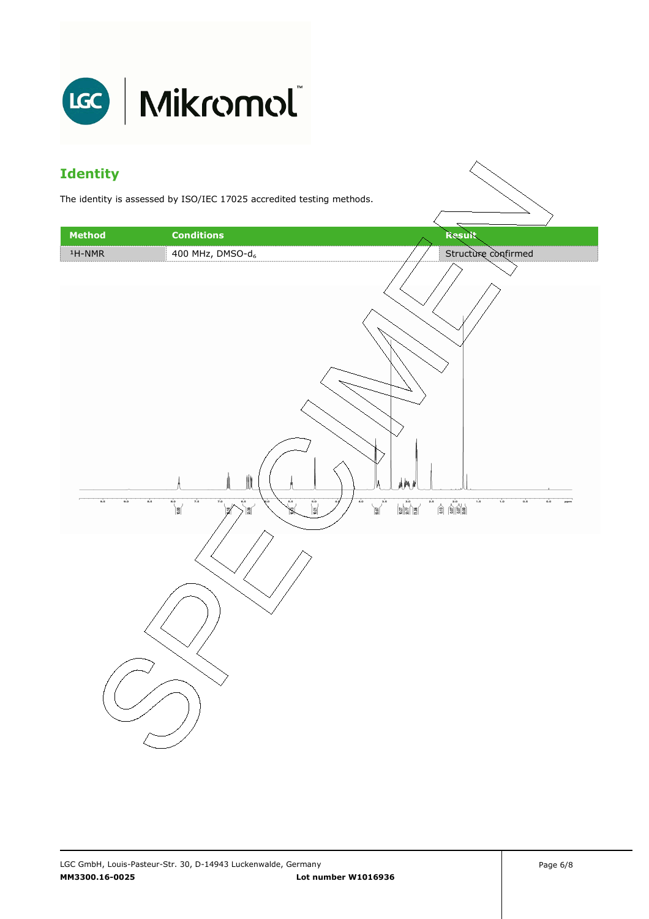## Identity

The identity is assessed by ISO/IEC 17025 accredited testing methods.

| Method | Conditions | Result |
|---|---|---|
| $^1$H-NMR | 400 MHz, DMSO-$d_6$ | Structure confirmed |

MM3300.16-0025 Lot number W1016936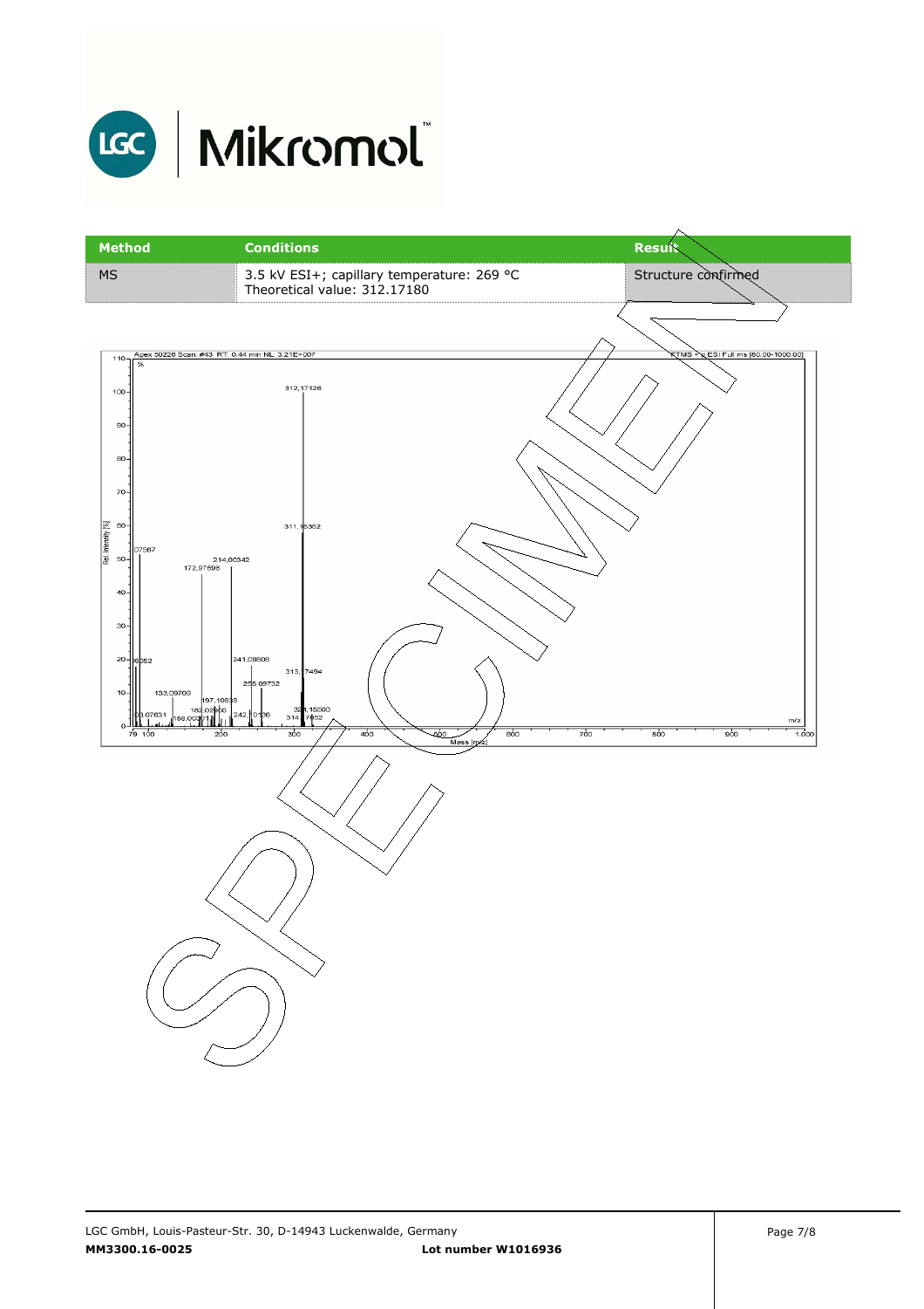| Method | Conditions | Result |
| --- | --- | --- |
| MS | 3.5 kV ESI+; capillary temperature: 269 °C<br>Theoretical value: 312.17180 | Structure confirmed |

Apex 50226 Scan: #43 RT: 0.44 min NL: 3.21E+007

FTMS + p ESI Full ms [80.00-1000.00]

Rel. Intensity [%]

Mass [m/z]

Peaks: 312,17128; 311,16362; 214,00342; 172,97698; 241,09808; 313,17494; 255,09732; 133,09709; 197,10839; 182,02800; 242,10136; 329,15500; 314,17852; 168,00321

LGC GmbH, Louis-Pasteur-Str. 30, D-14943 Luckenwalde, Germany

**MM3300.16-0025** **Lot number W1016936**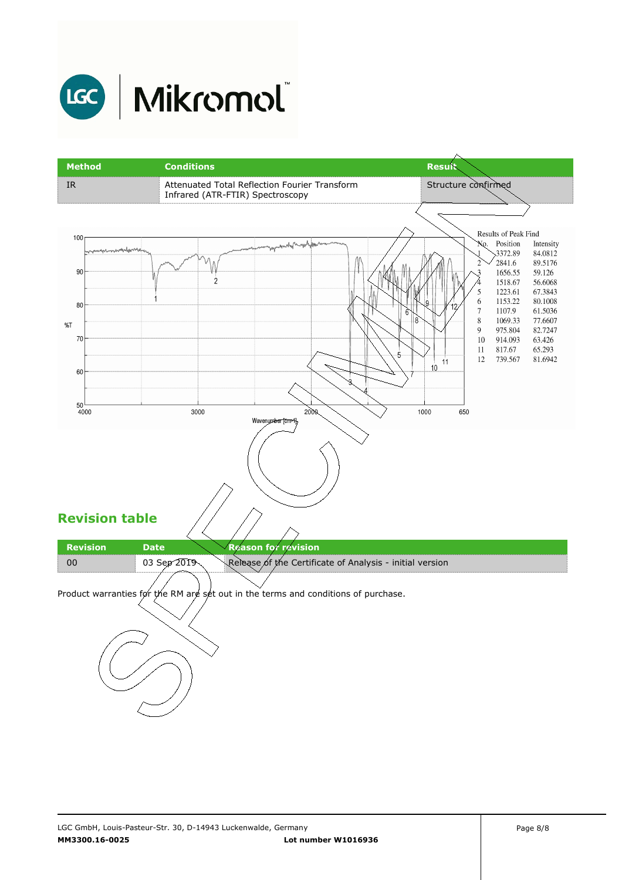| Method | Conditions | Result |
| --- | --- | --- |
| IR | Attenuated Total Reflection Fourier Transform Infrared (ATR-FTIR) Spectroscopy | Structure confirmed |

100
90
80
%T
70
60
50
4000
3000
2000
1000
650
Wavenumber [cm-1]

Results of Peak Find

| No. | Position | Intensity |
| --- | --- | --- |
| 1 | 3372.89 | 84.0812 |
| 2 | 2841.6 | 89.5176 |
| 3 | 1656.55 | 59.126 |
| 4 | 1518.67 | 56.6068 |
| 5 | 1223.61 | 67.3843 |
| 6 | 1153.22 | 80.1008 |
| 7 | 1107.9 | 61.5036 |
| 8 | 1069.33 | 77.6607 |
| 9 | 975.804 | 82.7247 |
| 10 | 914.093 | 63.426 |
| 11 | 817.67 | 65.293 |
| 12 | 739.567 | 81.6942 |

## Revision table

| Revision | Date | Reason for revision |
| --- | --- | --- |
| 00 | 03 Sep 2019 | Release of the Certificate of Analysis - initial version |

Product warranties for the RM are set out in the terms and conditions of purchase.

LGC GmbH, Louis-Pasteur-Str. 30, D-14943 Luckenwalde, Germany

**MM3300.16-0025** **Lot number W1016936**